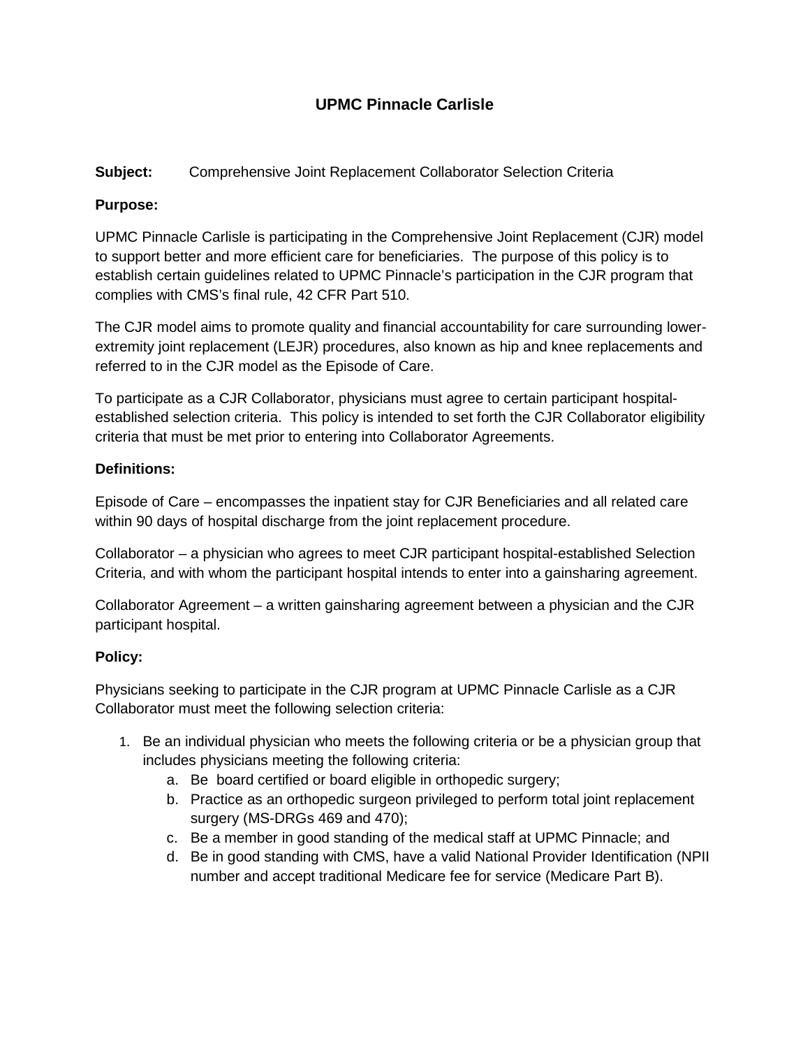# UPMC Pinnacle Carlisle

**Subject:** Comprehensive Joint Replacement Collaborator Selection Criteria

**Purpose:**

UPMC Pinnacle Carlisle is participating in the Comprehensive Joint Replacement (CJR) model to support better and more efficient care for beneficiaries. The purpose of this policy is to establish certain guidelines related to UPMC Pinnacle's participation in the CJR program that complies with CMS's final rule, 42 CFR Part 510.

The CJR model aims to promote quality and financial accountability for care surrounding lower-extremity joint replacement (LEJR) procedures, also known as hip and knee replacements and referred to in the CJR model as the Episode of Care.

To participate as a CJR Collaborator, physicians must agree to certain participant hospital-established selection criteria. This policy is intended to set forth the CJR Collaborator eligibility criteria that must be met prior to entering into Collaborator Agreements.

**Definitions:**

Episode of Care – encompasses the inpatient stay for CJR Beneficiaries and all related care within 90 days of hospital discharge from the joint replacement procedure.

Collaborator – a physician who agrees to meet CJR participant hospital-established Selection Criteria, and with whom the participant hospital intends to enter into a gainsharing agreement.

Collaborator Agreement – a written gainsharing agreement between a physician and the CJR participant hospital.

**Policy:**

Physicians seeking to participate in the CJR program at UPMC Pinnacle Carlisle as a CJR Collaborator must meet the following selection criteria:

1. Be an individual physician who meets the following criteria or be a physician group that includes physicians meeting the following criteria:
   a. Be board certified or board eligible in orthopedic surgery;
   b. Practice as an orthopedic surgeon privileged to perform total joint replacement surgery (MS-DRGs 469 and 470);
   c. Be a member in good standing of the medical staff at UPMC Pinnacle; and
   d. Be in good standing with CMS, have a valid National Provider Identification (NPII number and accept traditional Medicare fee for service (Medicare Part B).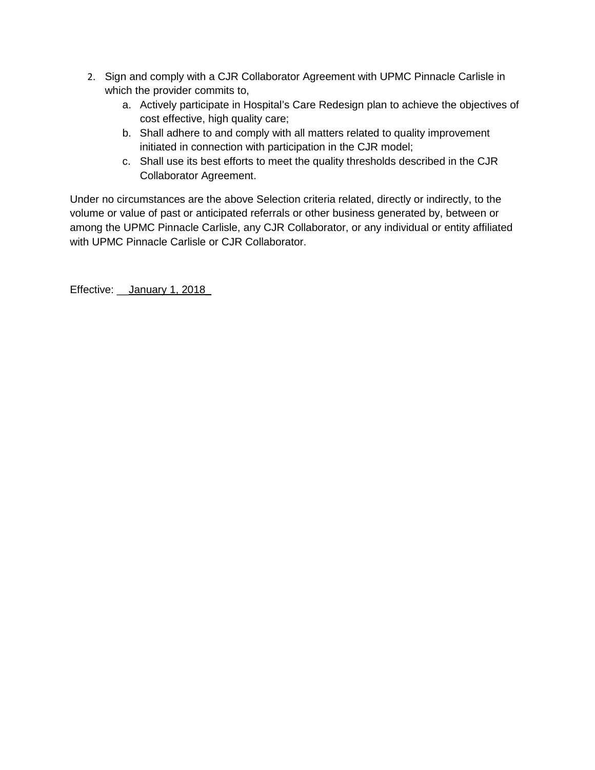2. Sign and comply with a CJR Collaborator Agreement with UPMC Pinnacle Carlisle in which the provider commits to,
    a. Actively participate in Hospital's Care Redesign plan to achieve the objectives of cost effective, high quality care;
    b. Shall adhere to and comply with all matters related to quality improvement initiated in connection with participation in the CJR model;
    c. Shall use its best efforts to meet the quality thresholds described in the CJR Collaborator Agreement.

Under no circumstances are the above Selection criteria related, directly or indirectly, to the volume or value of past or anticipated referrals or other business generated by, between or among the UPMC Pinnacle Carlisle, any CJR Collaborator, or any individual or entity affiliated with UPMC Pinnacle Carlisle or CJR Collaborator.

Effective: __January 1, 2018_